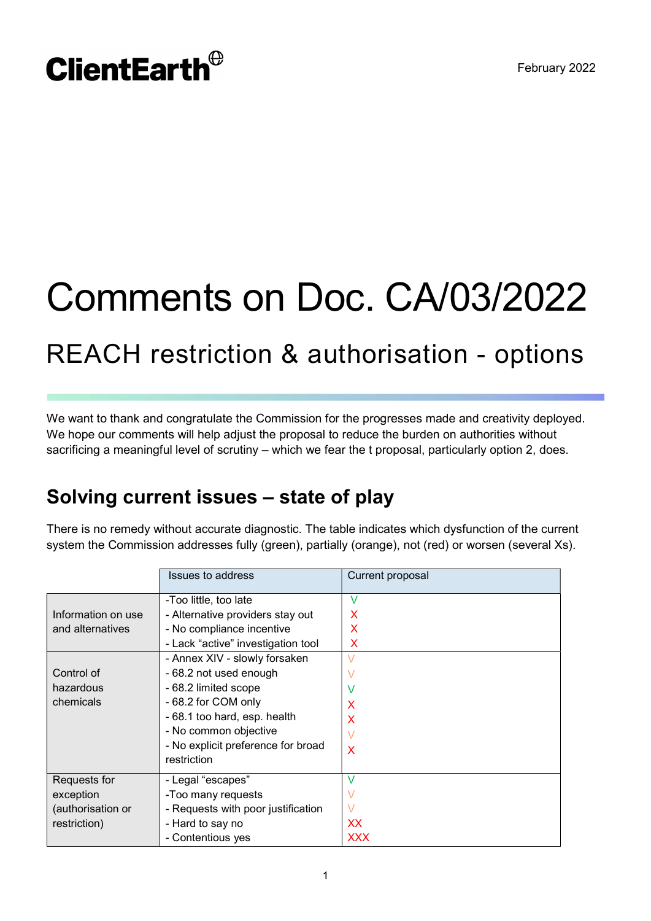ClientEarth

February 2022

# Comments on Doc. CA/03/2022

## REACH restriction & authorisation - options

We want to thank and congratulate the Commission for the progresses made and creativity deployed. We hope our comments will help adjust the proposal to reduce the burden on authorities without sacrificing a meaningful level of scrutiny – which we fear the t proposal, particularly option 2, does.

## Solving current issues – state of play

There is no remedy without accurate diagnostic. The table indicates which dysfunction of the current system the Commission addresses fully (green), partially (orange), not (red) or worsen (several Xs).

| | Issues to address | Current proposal |
|---|---|---|
| Information on use and alternatives | -Too little, too late | V |
| | - Alternative providers stay out | X |
| | - No compliance incentive | X |
| | - Lack "active" investigation tool | X |
| Control of hazardous chemicals | - Annex XIV - slowly forsaken | V |
| | - 68.2 not used enough | V |
| | - 68.2 limited scope | V |
| | - 68.2 for COM only | X |
| | - 68.1 too hard, esp. health | X |
| | - No common objective | V |
| | - No explicit preference for broad restriction | X |
| Requests for exception (authorisation or restriction) | - Legal "escapes" | V |
| | -Too many requests | V |
| | - Requests with poor justification | V |
| | - Hard to say no | XX |
| | - Contentious yes | XXX |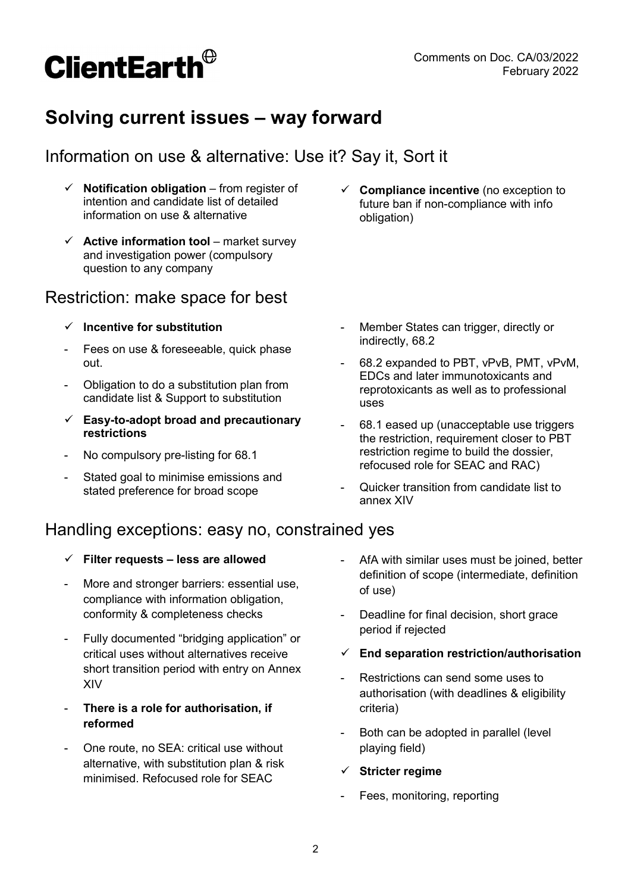# Solving current issues – way forward

## Information on use & alternative: Use it? Say it, Sort it

- ✓ **Notification obligation** – from register of intention and candidate list of detailed information on use & alternative
- ✓ **Active information tool** – market survey and investigation power (compulsory question to any company
- ✓ **Compliance incentive** (no exception to future ban if non-compliance with info obligation)

## Restriction: make space for best

- ✓ **Incentive for substitution**
- Fees on use & foreseeable, quick phase out.
- Obligation to do a substitution plan from candidate list & Support to substitution
- ✓ **Easy-to-adopt broad and precautionary restrictions**
- No compulsory pre-listing for 68.1
- Stated goal to minimise emissions and stated preference for broad scope
- Member States can trigger, directly or indirectly, 68.2
- 68.2 expanded to PBT, vPvB, PMT, vPvM, EDCs and later immunotoxicants and reprotoxicants as well as to professional uses
- 68.1 eased up (unacceptable use triggers the restriction, requirement closer to PBT restriction regime to build the dossier, refocused role for SEAC and RAC)
- Quicker transition from candidate list to annex XIV

## Handling exceptions: easy no, constrained yes

- ✓ **Filter requests – less are allowed**
- More and stronger barriers: essential use, compliance with information obligation, conformity & completeness checks
- Fully documented "bridging application" or critical uses without alternatives receive short transition period with entry on Annex XIV
- **There is a role for authorisation, if reformed**
- One route, no SEA: critical use without alternative, with substitution plan & risk minimised. Refocused role for SEAC
- AfA with similar uses must be joined, better definition of scope (intermediate, definition of use)
- Deadline for final decision, short grace period if rejected
- ✓ **End separation restriction/authorisation**
- Restrictions can send some uses to authorisation (with deadlines & eligibility criteria)
- Both can be adopted in parallel (level playing field)
- ✓ **Stricter regime**
- Fees, monitoring, reporting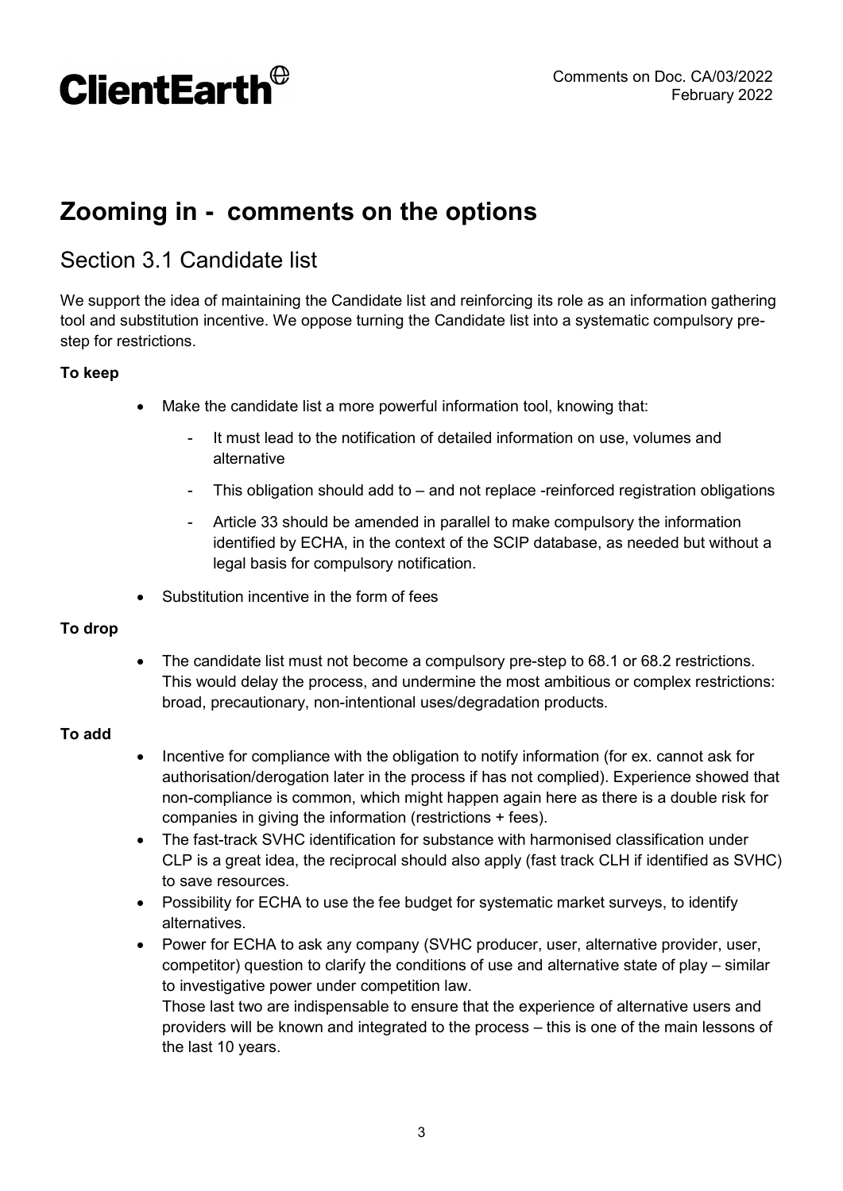# Zooming in - comments on the options

## Section 3.1 Candidate list

We support the idea of maintaining the Candidate list and reinforcing its role as an information gathering tool and substitution incentive. We oppose turning the Candidate list into a systematic compulsory pre-step for restrictions.

**To keep**

- Make the candidate list a more powerful information tool, knowing that:
  - It must lead to the notification of detailed information on use, volumes and alternative
  - This obligation should add to – and not replace -reinforced registration obligations
  - Article 33 should be amended in parallel to make compulsory the information identified by ECHA, in the context of the SCIP database, as needed but without a legal basis for compulsory notification.
- Substitution incentive in the form of fees

**To drop**

- The candidate list must not become a compulsory pre-step to 68.1 or 68.2 restrictions. This would delay the process, and undermine the most ambitious or complex restrictions: broad, precautionary, non-intentional uses/degradation products.

**To add**

- Incentive for compliance with the obligation to notify information (for ex. cannot ask for authorisation/derogation later in the process if has not complied). Experience showed that non-compliance is common, which might happen again here as there is a double risk for companies in giving the information (restrictions + fees).
- The fast-track SVHC identification for substance with harmonised classification under CLP is a great idea, the reciprocal should also apply (fast track CLH if identified as SVHC) to save resources.
- Possibility for ECHA to use the fee budget for systematic market surveys, to identify alternatives.
- Power for ECHA to ask any company (SVHC producer, user, alternative provider, user, competitor) question to clarify the conditions of use and alternative state of play – similar to investigative power under competition law.
  Those last two are indispensable to ensure that the experience of alternative users and providers will be known and integrated to the process – this is one of the main lessons of the last 10 years.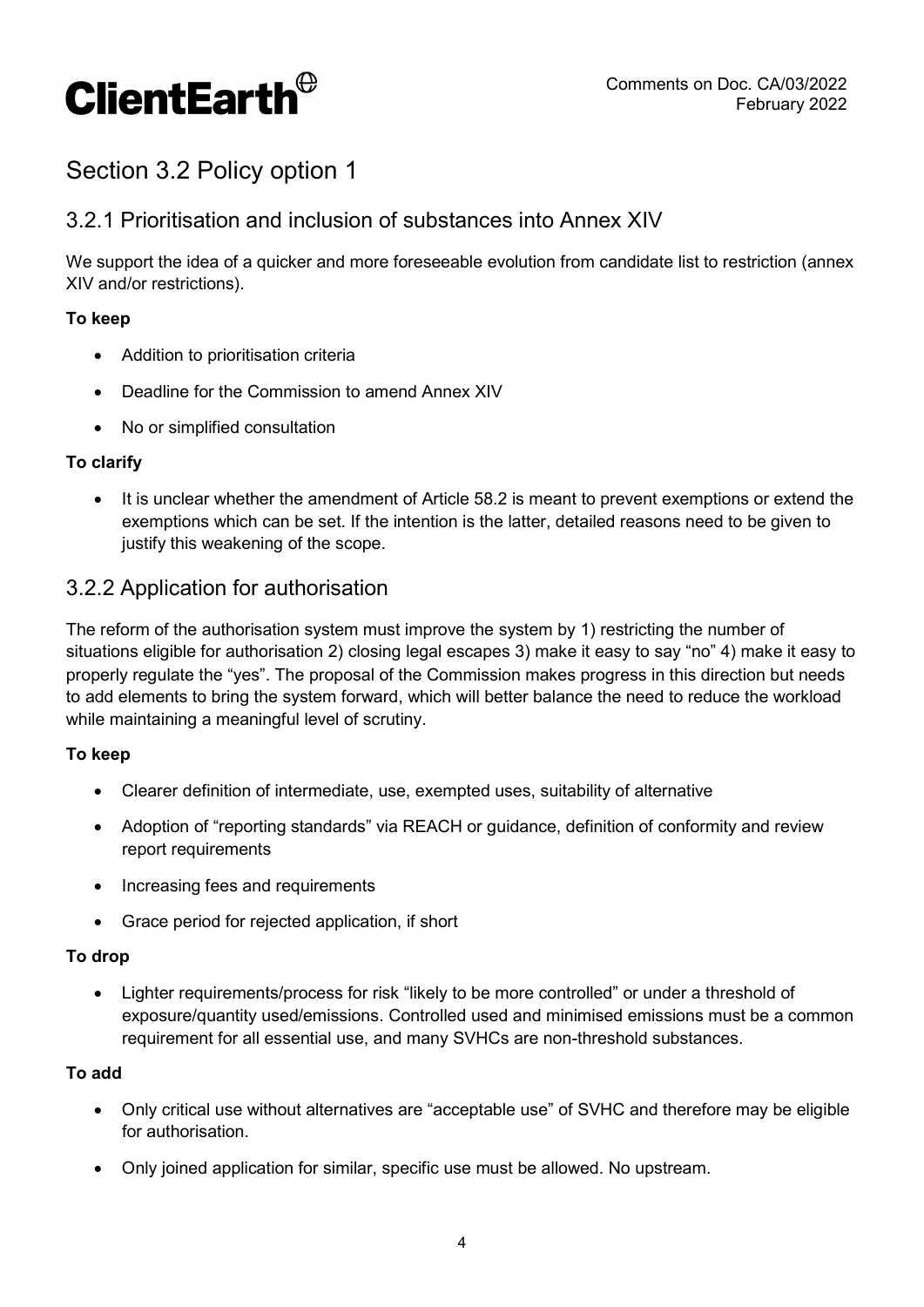## Section 3.2 Policy option 1

### 3.2.1 Prioritisation and inclusion of substances into Annex XIV

We support the idea of a quicker and more foreseeable evolution from candidate list to restriction (annex XIV and/or restrictions).

**To keep**

- Addition to prioritisation criteria
- Deadline for the Commission to amend Annex XIV
- No or simplified consultation

**To clarify**

- It is unclear whether the amendment of Article 58.2 is meant to prevent exemptions or extend the exemptions which can be set. If the intention is the latter, detailed reasons need to be given to justify this weakening of the scope.

### 3.2.2 Application for authorisation

The reform of the authorisation system must improve the system by 1) restricting the number of situations eligible for authorisation 2) closing legal escapes 3) make it easy to say "no" 4) make it easy to properly regulate the "yes". The proposal of the Commission makes progress in this direction but needs to add elements to bring the system forward, which will better balance the need to reduce the workload while maintaining a meaningful level of scrutiny.

**To keep**

- Clearer definition of intermediate, use, exempted uses, suitability of alternative
- Adoption of "reporting standards" via REACH or guidance, definition of conformity and review report requirements
- Increasing fees and requirements
- Grace period for rejected application, if short

**To drop**

- Lighter requirements/process for risk "likely to be more controlled" or under a threshold of exposure/quantity used/emissions. Controlled used and minimised emissions must be a common requirement for all essential use, and many SVHCs are non-threshold substances.

**To add**

- Only critical use without alternatives are "acceptable use" of SVHC and therefore may be eligible for authorisation.
- Only joined application for similar, specific use must be allowed. No upstream.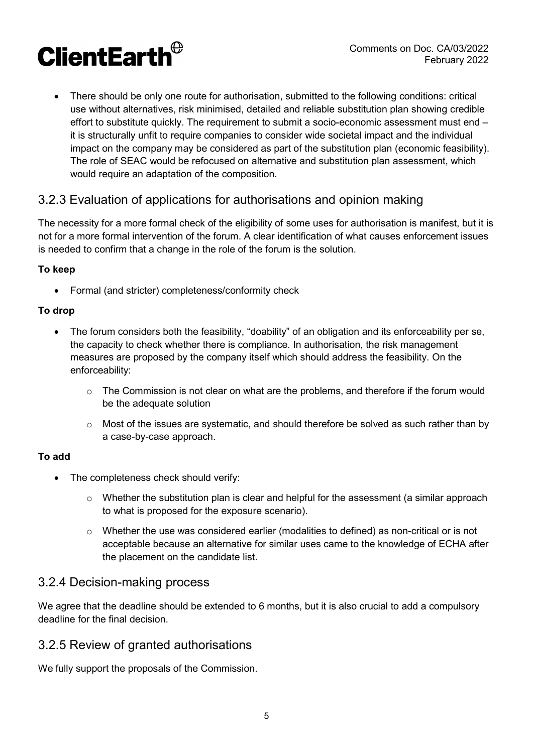- There should be only one route for authorisation, submitted to the following conditions: critical use without alternatives, risk minimised, detailed and reliable substitution plan showing credible effort to substitute quickly. The requirement to submit a socio-economic assessment must end – it is structurally unfit to require companies to consider wide societal impact and the individual impact on the company may be considered as part of the substitution plan (economic feasibility). The role of SEAC would be refocused on alternative and substitution plan assessment, which would require an adaptation of the composition.

## 3.2.3 Evaluation of applications for authorisations and opinion making

The necessity for a more formal check of the eligibility of some uses for authorisation is manifest, but it is not for a more formal intervention of the forum. A clear identification of what causes enforcement issues is needed to confirm that a change in the role of the forum is the solution.

**To keep**

- Formal (and stricter) completeness/conformity check

**To drop**

- The forum considers both the feasibility, "doability" of an obligation and its enforceability per se, the capacity to check whether there is compliance. In authorisation, the risk management measures are proposed by the company itself which should address the feasibility. On the enforceability:
  - The Commission is not clear on what are the problems, and therefore if the forum would be the adequate solution
  - Most of the issues are systematic, and should therefore be solved as such rather than by a case-by-case approach.

**To add**

- The completeness check should verify:
  - Whether the substitution plan is clear and helpful for the assessment (a similar approach to what is proposed for the exposure scenario).
  - Whether the use was considered earlier (modalities to defined) as non-critical or is not acceptable because an alternative for similar uses came to the knowledge of ECHA after the placement on the candidate list.

## 3.2.4 Decision-making process

We agree that the deadline should be extended to 6 months, but it is also crucial to add a compulsory deadline for the final decision.

## 3.2.5 Review of granted authorisations

We fully support the proposals of the Commission.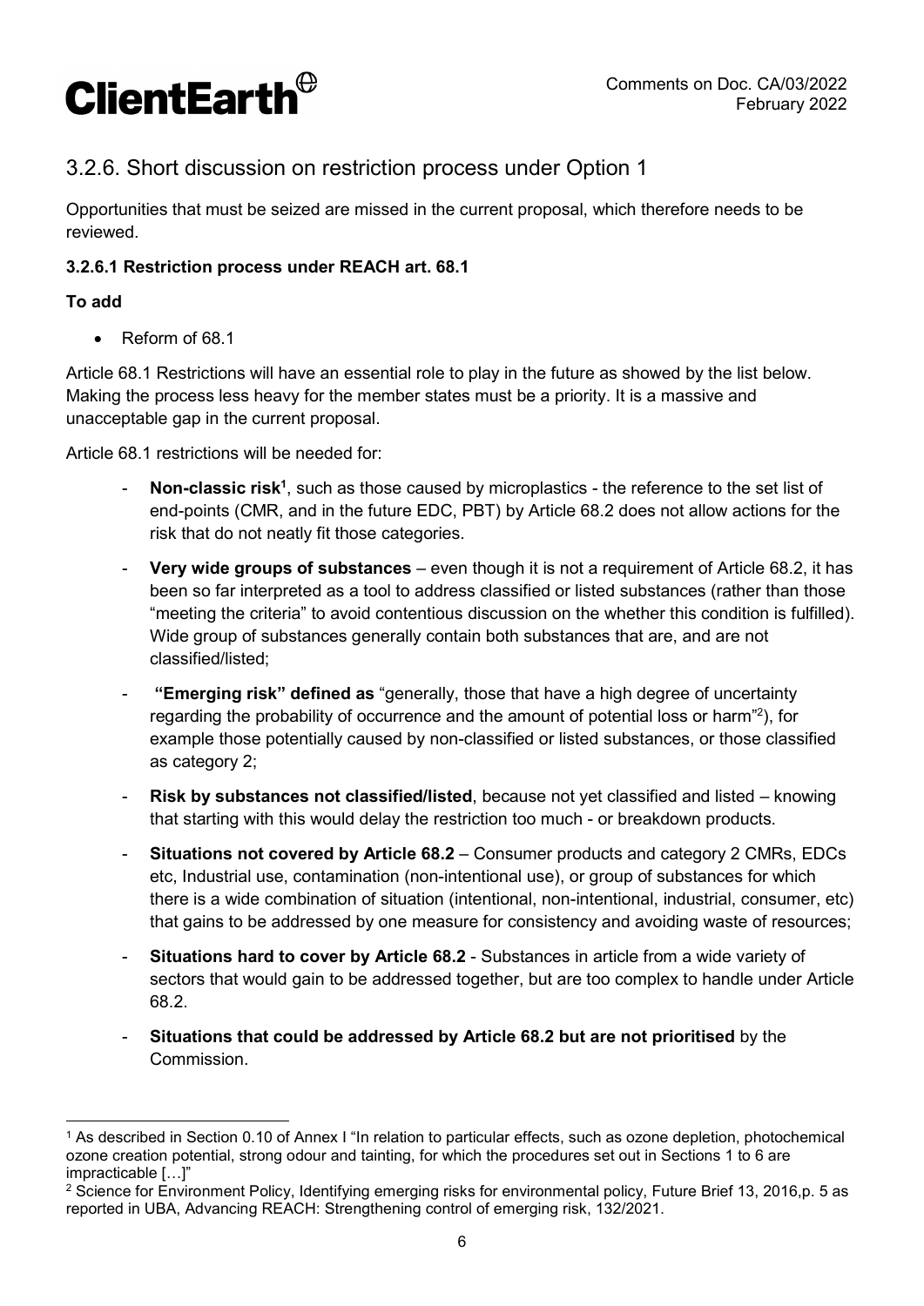## 3.2.6. Short discussion on restriction process under Option 1

Opportunities that must be seized are missed in the current proposal, which therefore needs to be reviewed.

### 3.2.6.1 Restriction process under REACH art. 68.1

**To add**

- Reform of 68.1

Article 68.1 Restrictions will have an essential role to play in the future as showed by the list below. Making the process less heavy for the member states must be a priority. It is a massive and unacceptable gap in the current proposal.

Article 68.1 restrictions will be needed for:

- **Non-classic risk**[1], such as those caused by microplastics - the reference to the set list of end-points (CMR, and in the future EDC, PBT) by Article 68.2 does not allow actions for the risk that do not neatly fit those categories.
- **Very wide groups of substances** – even though it is not a requirement of Article 68.2, it has been so far interpreted as a tool to address classified or listed substances (rather than those "meeting the criteria" to avoid contentious discussion on the whether this condition is fulfilled). Wide group of substances generally contain both substances that are, and are not classified/listed;
- **"Emerging risk" defined as** "generally, those that have a high degree of uncertainty regarding the probability of occurrence and the amount of potential loss or harm"[2]), for example those potentially caused by non-classified or listed substances, or those classified as category 2;
- **Risk by substances not classified/listed**, because not yet classified and listed – knowing that starting with this would delay the restriction too much - or breakdown products.
- **Situations not covered by Article 68.2** – Consumer products and category 2 CMRs, EDCs etc, Industrial use, contamination (non-intentional use), or group of substances for which there is a wide combination of situation (intentional, non-intentional, industrial, consumer, etc) that gains to be addressed by one measure for consistency and avoiding waste of resources;
- **Situations hard to cover by Article 68.2** - Substances in article from a wide variety of sectors that would gain to be addressed together, but are too complex to handle under Article 68.2.
- **Situations that could be addressed by Article 68.2 but are not prioritised** by the Commission.

---

[1] As described in Section 0.10 of Annex I "In relation to particular effects, such as ozone depletion, photochemical ozone creation potential, strong odour and tainting, for which the procedures set out in Sections 1 to 6 are impracticable […]"

[2] Science for Environment Policy, Identifying emerging risks for environmental policy, Future Brief 13, 2016,p. 5 as reported in UBA, Advancing REACH: Strengthening control of emerging risk, 132/2021.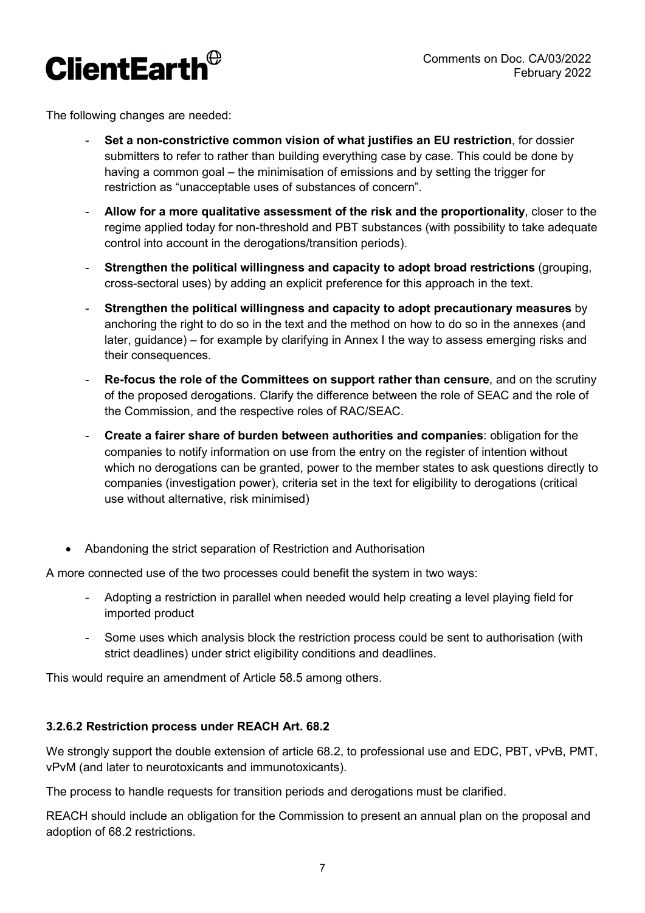The following changes are needed:

- **Set a non-constrictive common vision of what justifies an EU restriction**, for dossier submitters to refer to rather than building everything case by case. This could be done by having a common goal – the minimisation of emissions and by setting the trigger for restriction as "unacceptable uses of substances of concern".
- **Allow for a more qualitative assessment of the risk and the proportionality**, closer to the regime applied today for non-threshold and PBT substances (with possibility to take adequate control into account in the derogations/transition periods).
- **Strengthen the political willingness and capacity to adopt broad restrictions** (grouping, cross-sectoral uses) by adding an explicit preference for this approach in the text.
- **Strengthen the political willingness and capacity to adopt precautionary measures** by anchoring the right to do so in the text and the method on how to do so in the annexes (and later, guidance) – for example by clarifying in Annex I the way to assess emerging risks and their consequences.
- **Re-focus the role of the Committees on support rather than censure**, and on the scrutiny of the proposed derogations. Clarify the difference between the role of SEAC and the role of the Commission, and the respective roles of RAC/SEAC.
- **Create a fairer share of burden between authorities and companies**: obligation for the companies to notify information on use from the entry on the register of intention without which no derogations can be granted, power to the member states to ask questions directly to companies (investigation power), criteria set in the text for eligibility to derogations (critical use without alternative, risk minimised)

- Abandoning the strict separation of Restriction and Authorisation

A more connected use of the two processes could benefit the system in two ways:

- Adopting a restriction in parallel when needed would help creating a level playing field for imported product
- Some uses which analysis block the restriction process could be sent to authorisation (with strict deadlines) under strict eligibility conditions and deadlines.

This would require an amendment of Article 58.5 among others.

### 3.2.6.2 Restriction process under REACH Art. 68.2

We strongly support the double extension of article 68.2, to professional use and EDC, PBT, vPvB, PMT, vPvM (and later to neurotoxicants and immunotoxicants).

The process to handle requests for transition periods and derogations must be clarified.

REACH should include an obligation for the Commission to present an annual plan on the proposal and adoption of 68.2 restrictions.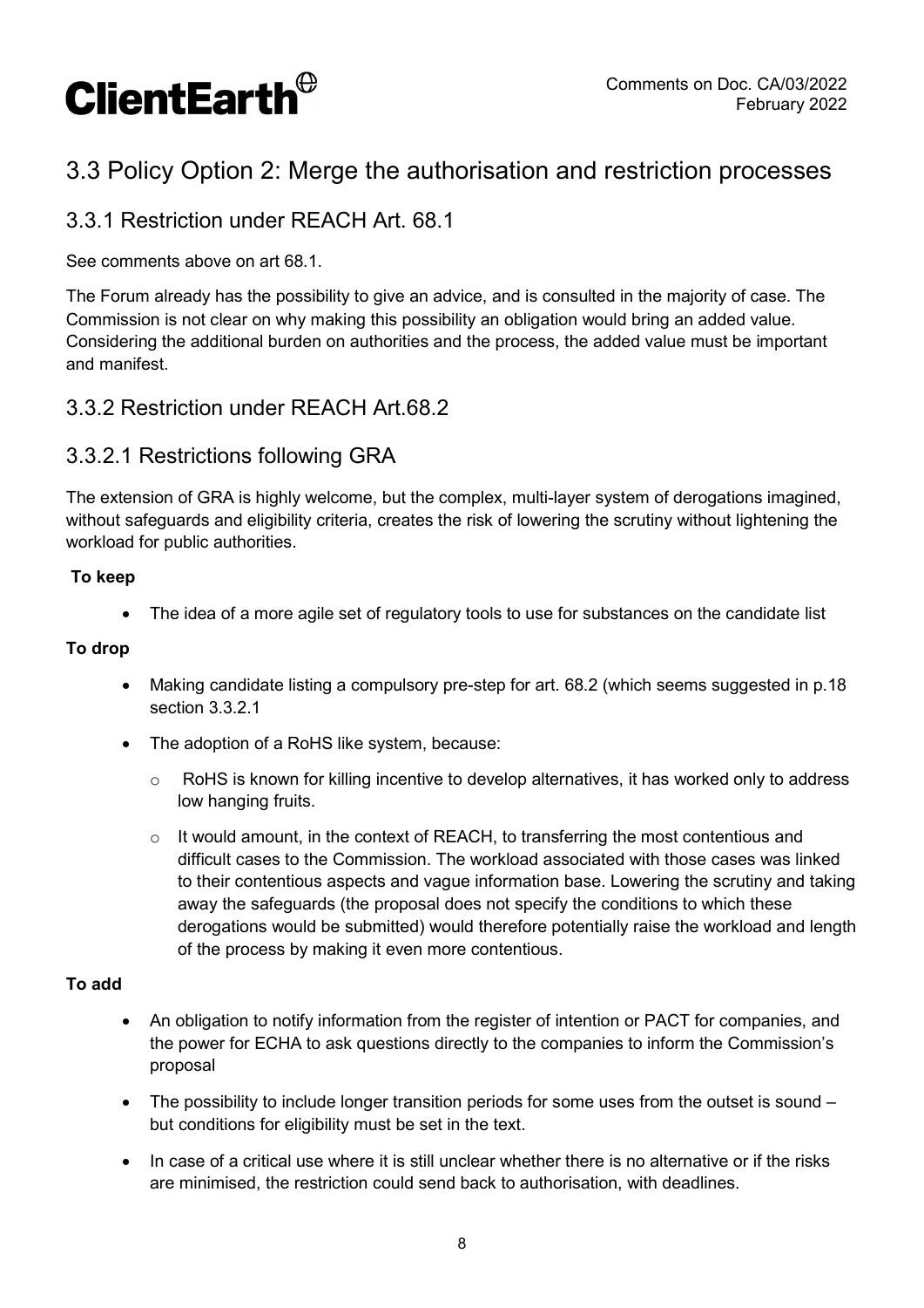## 3.3 Policy Option 2: Merge the authorisation and restriction processes

### 3.3.1 Restriction under REACH Art. 68.1

See comments above on art 68.1.

The Forum already has the possibility to give an advice, and is consulted in the majority of case. The Commission is not clear on why making this possibility an obligation would bring an added value. Considering the additional burden on authorities and the process, the added value must be important and manifest.

### 3.3.2 Restriction under REACH Art.68.2

### 3.3.2.1 Restrictions following GRA

The extension of GRA is highly welcome, but the complex, multi-layer system of derogations imagined, without safeguards and eligibility criteria, creates the risk of lowering the scrutiny without lightening the workload for public authorities.

**To keep**

- The idea of a more agile set of regulatory tools to use for substances on the candidate list

**To drop**

- Making candidate listing a compulsory pre-step for art. 68.2 (which seems suggested in p.18 section 3.3.2.1
- The adoption of a RoHS like system, because:
  - RoHS is known for killing incentive to develop alternatives, it has worked only to address low hanging fruits.
  - It would amount, in the context of REACH, to transferring the most contentious and difficult cases to the Commission. The workload associated with those cases was linked to their contentious aspects and vague information base. Lowering the scrutiny and taking away the safeguards (the proposal does not specify the conditions to which these derogations would be submitted) would therefore potentially raise the workload and length of the process by making it even more contentious.

**To add**

- An obligation to notify information from the register of intention or PACT for companies, and the power for ECHA to ask questions directly to the companies to inform the Commission's proposal
- The possibility to include longer transition periods for some uses from the outset is sound – but conditions for eligibility must be set in the text.
- In case of a critical use where it is still unclear whether there is no alternative or if the risks are minimised, the restriction could send back to authorisation, with deadlines.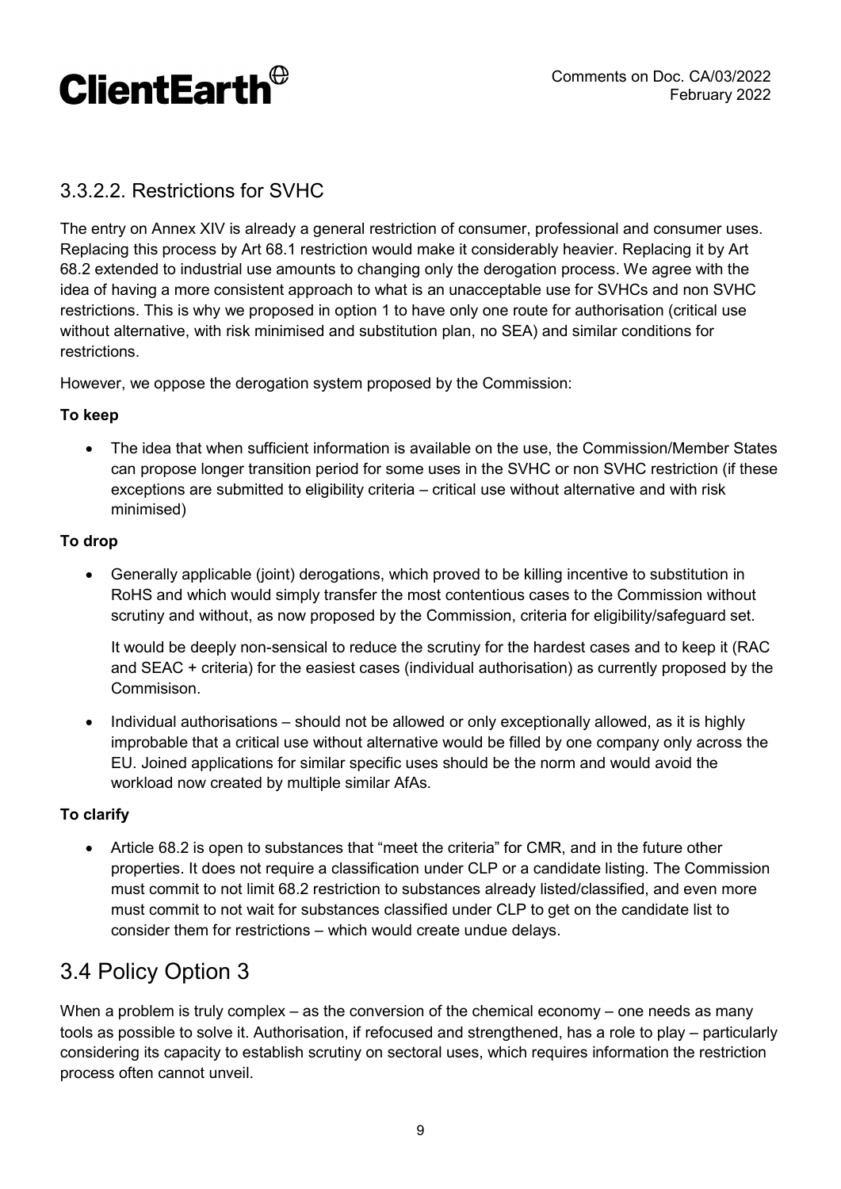### 3.3.2.2. Restrictions for SVHC

The entry on Annex XIV is already a general restriction of consumer, professional and consumer uses. Replacing this process by Art 68.1 restriction would make it considerably heavier. Replacing it by Art 68.2 extended to industrial use amounts to changing only the derogation process. We agree with the idea of having a more consistent approach to what is an unacceptable use for SVHCs and non SVHC restrictions. This is why we proposed in option 1 to have only one route for authorisation (critical use without alternative, with risk minimised and substitution plan, no SEA) and similar conditions for restrictions.

However, we oppose the derogation system proposed by the Commission:

**To keep**

- The idea that when sufficient information is available on the use, the Commission/Member States can propose longer transition period for some uses in the SVHC or non SVHC restriction (if these exceptions are submitted to eligibility criteria – critical use without alternative and with risk minimised)

**To drop**

- Generally applicable (joint) derogations, which proved to be killing incentive to substitution in RoHS and which would simply transfer the most contentious cases to the Commission without scrutiny and without, as now proposed by the Commission, criteria for eligibility/safeguard set.

  It would be deeply non-sensical to reduce the scrutiny for the hardest cases and to keep it (RAC and SEAC + criteria) for the easiest cases (individual authorisation) as currently proposed by the Commisison.

- Individual authorisations – should not be allowed or only exceptionally allowed, as it is highly improbable that a critical use without alternative would be filled by one company only across the EU. Joined applications for similar specific uses should be the norm and would avoid the workload now created by multiple similar AfAs.

**To clarify**

- Article 68.2 is open to substances that "meet the criteria" for CMR, and in the future other properties. It does not require a classification under CLP or a candidate listing. The Commission must commit to not limit 68.2 restriction to substances already listed/classified, and even more must commit to not wait for substances classified under CLP to get on the candidate list to consider them for restrictions – which would create undue delays.

## 3.4 Policy Option 3

When a problem is truly complex – as the conversion of the chemical economy – one needs as many tools as possible to solve it. Authorisation, if refocused and strengthened, has a role to play – particularly considering its capacity to establish scrutiny on sectoral uses, which requires information the restriction process often cannot unveil.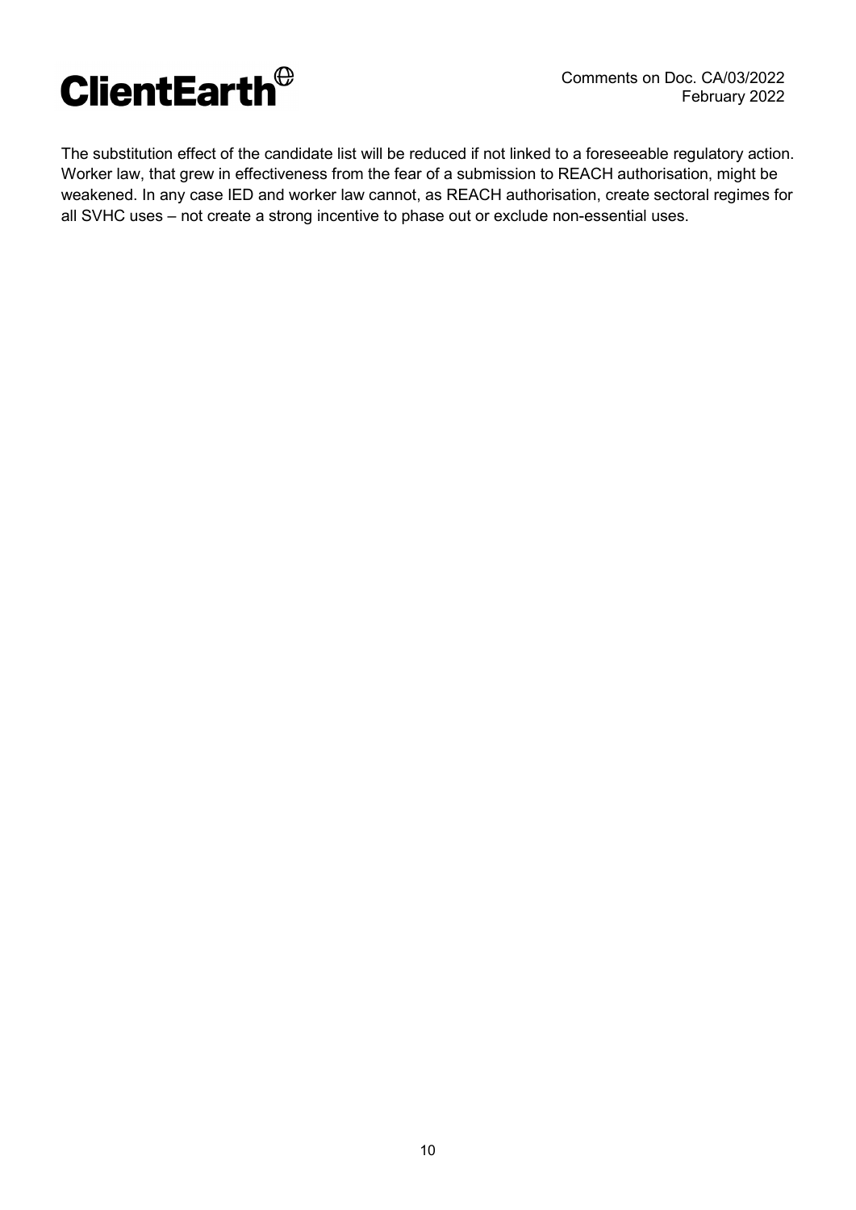The substitution effect of the candidate list will be reduced if not linked to a foreseeable regulatory action. Worker law, that grew in effectiveness from the fear of a submission to REACH authorisation, might be weakened. In any case IED and worker law cannot, as REACH authorisation, create sectoral regimes for all SVHC uses – not create a strong incentive to phase out or exclude non-essential uses.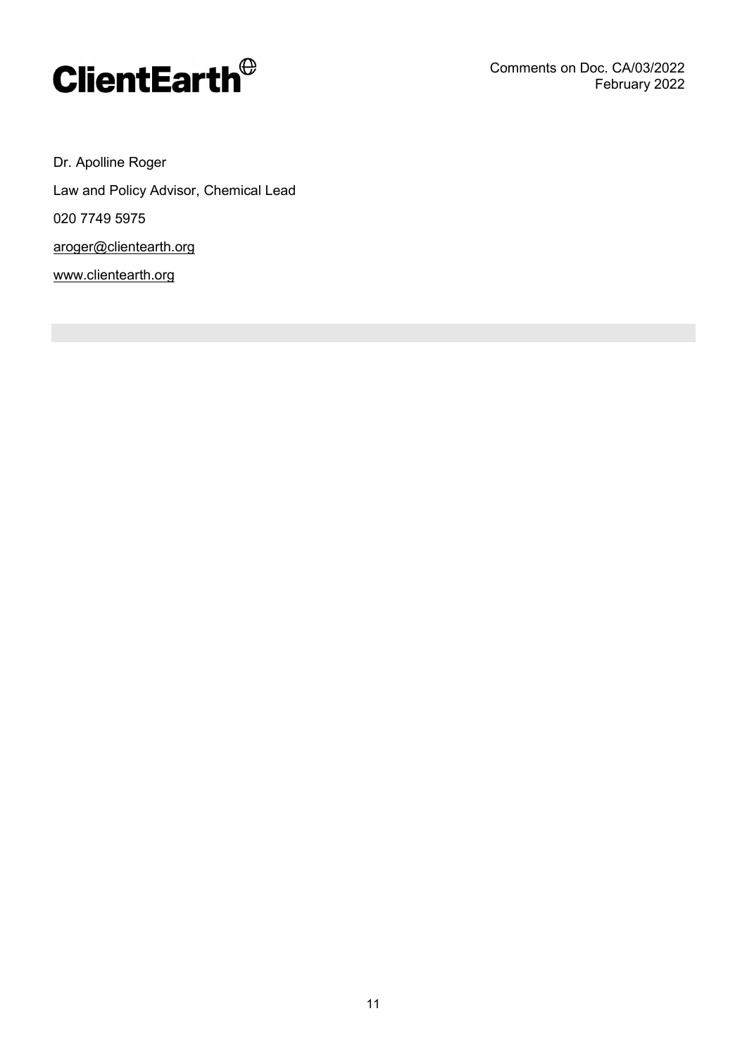Dr. Apolline Roger

Law and Policy Advisor, Chemical Lead

020 7749 5975

aroger@clientearth.org

www.clientearth.org